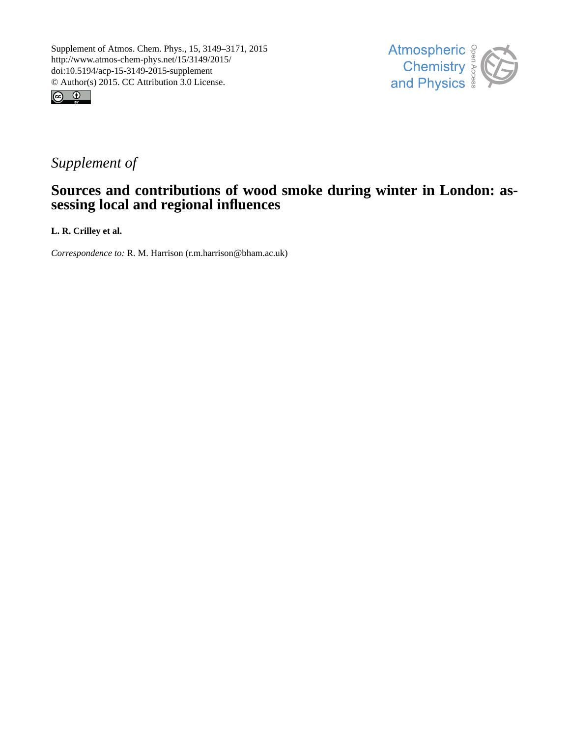Supplement of Atmos. Chem. Phys., 15, 3149–3171, 2015
http://www.atmos-chem-phys.net/15/3149/2015/
doi:10.5194/acp-15-3149-2015-supplement
© Author(s) 2015. CC Attribution 3.0 License.

Atmospheric Chemistry and Physics

*Supplement of*

# Sources and contributions of wood smoke during winter in London: assessing local and regional influences

**L. R. Crilley et al.**

*Correspondence to:* R. M. Harrison (r.m.harrison@bham.ac.uk)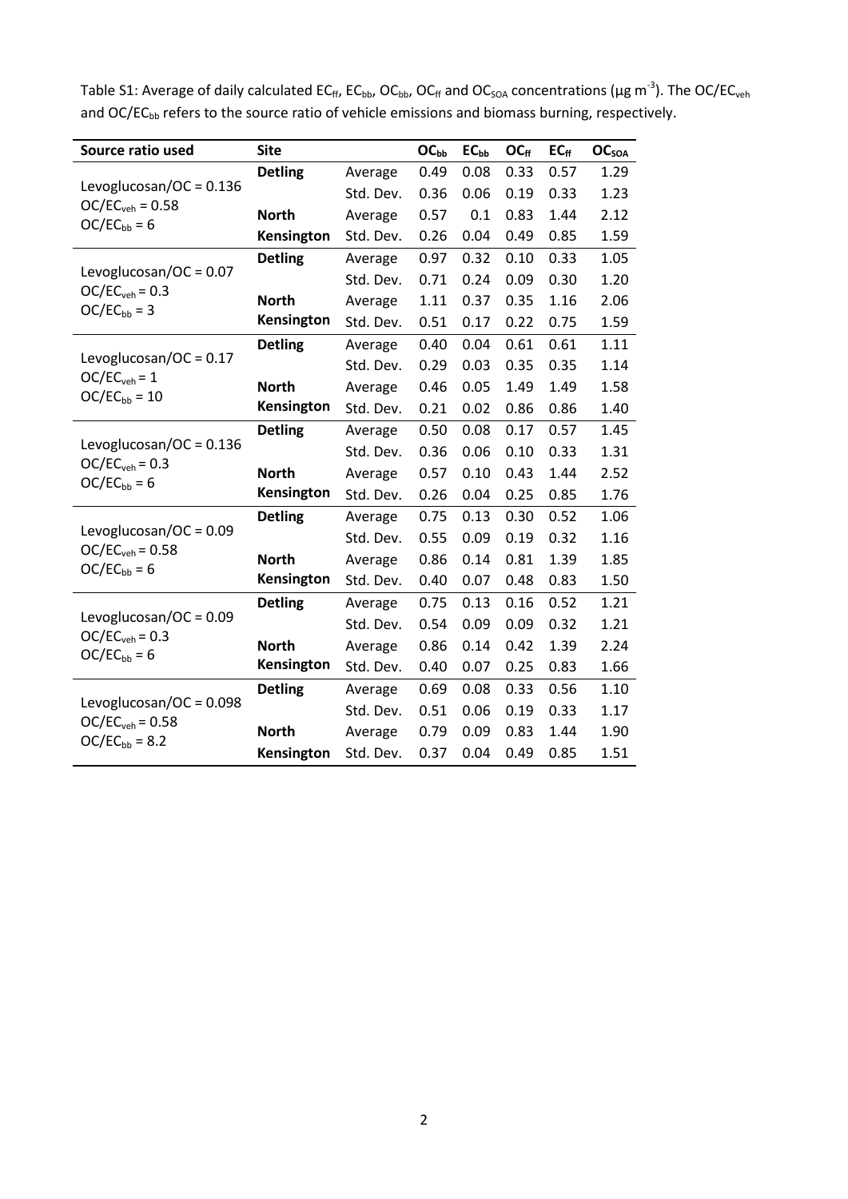Table S1: Average of daily calculated $EC_{ff}$, $EC_{bb}$, $OC_{bb}$, $OC_{ff}$ and $OC_{SOA}$ concentrations (μg $m^{-3}$). The $OC/EC_{veh}$ and $OC/EC_{bb}$ refers to the source ratio of vehicle emissions and biomass burning, respectively.

| Source ratio used | Site | | $OC_{bb}$ | $EC_{bb}$ | $OC_{ff}$ | $EC_{ff}$ | $OC_{SOA}$ |
|---|---|---|---|---|---|---|---|
| Levoglucosan/OC = 0.136<br>$OC/EC_{veh}$ = 0.58<br>$OC/EC_{bb}$ = 6 | **Detling** | Average | 0.49 | 0.08 | 0.33 | 0.57 | 1.29 |
| | | Std. Dev. | 0.36 | 0.06 | 0.19 | 0.33 | 1.23 |
| | **North Kensington** | Average | 0.57 | 0.1 | 0.83 | 1.44 | 2.12 |
| | | Std. Dev. | 0.26 | 0.04 | 0.49 | 0.85 | 1.59 |
| Levoglucosan/OC = 0.07<br>$OC/EC_{veh}$ = 0.3<br>$OC/EC_{bb}$ = 3 | **Detling** | Average | 0.97 | 0.32 | 0.10 | 0.33 | 1.05 |
| | | Std. Dev. | 0.71 | 0.24 | 0.09 | 0.30 | 1.20 |
| | **North Kensington** | Average | 1.11 | 0.37 | 0.35 | 1.16 | 2.06 |
| | | Std. Dev. | 0.51 | 0.17 | 0.22 | 0.75 | 1.59 |
| Levoglucosan/OC = 0.17<br>$OC/EC_{veh}$ = 1<br>$OC/EC_{bb}$ = 10 | **Detling** | Average | 0.40 | 0.04 | 0.61 | 0.61 | 1.11 |
| | | Std. Dev. | 0.29 | 0.03 | 0.35 | 0.35 | 1.14 |
| | **North Kensington** | Average | 0.46 | 0.05 | 1.49 | 1.49 | 1.58 |
| | | Std. Dev. | 0.21 | 0.02 | 0.86 | 0.86 | 1.40 |
| Levoglucosan/OC = 0.136<br>$OC/EC_{veh}$ = 0.3<br>$OC/EC_{bb}$ = 6 | **Detling** | Average | 0.50 | 0.08 | 0.17 | 0.57 | 1.45 |
| | | Std. Dev. | 0.36 | 0.06 | 0.10 | 0.33 | 1.31 |
| | **North Kensington** | Average | 0.57 | 0.10 | 0.43 | 1.44 | 2.52 |
| | | Std. Dev. | 0.26 | 0.04 | 0.25 | 0.85 | 1.76 |
| Levoglucosan/OC = 0.09<br>$OC/EC_{veh}$ = 0.58<br>$OC/EC_{bb}$ = 6 | **Detling** | Average | 0.75 | 0.13 | 0.30 | 0.52 | 1.06 |
| | | Std. Dev. | 0.55 | 0.09 | 0.19 | 0.32 | 1.16 |
| | **North Kensington** | Average | 0.86 | 0.14 | 0.81 | 1.39 | 1.85 |
| | | Std. Dev. | 0.40 | 0.07 | 0.48 | 0.83 | 1.50 |
| Levoglucosan/OC = 0.09<br>$OC/EC_{veh}$ = 0.3<br>$OC/EC_{bb}$ = 6 | **Detling** | Average | 0.75 | 0.13 | 0.16 | 0.52 | 1.21 |
| | | Std. Dev. | 0.54 | 0.09 | 0.09 | 0.32 | 1.21 |
| | **North Kensington** | Average | 0.86 | 0.14 | 0.42 | 1.39 | 2.24 |
| | | Std. Dev. | 0.40 | 0.07 | 0.25 | 0.83 | 1.66 |
| Levoglucosan/OC = 0.098<br>$OC/EC_{veh}$ = 0.58<br>$OC/EC_{bb}$ = 8.2 | **Detling** | Average | 0.69 | 0.08 | 0.33 | 0.56 | 1.10 |
| | | Std. Dev. | 0.51 | 0.06 | 0.19 | 0.33 | 1.17 |
| | **North Kensington** | Average | 0.79 | 0.09 | 0.83 | 1.44 | 1.90 |
| | | Std. Dev. | 0.37 | 0.04 | 0.49 | 0.85 | 1.51 |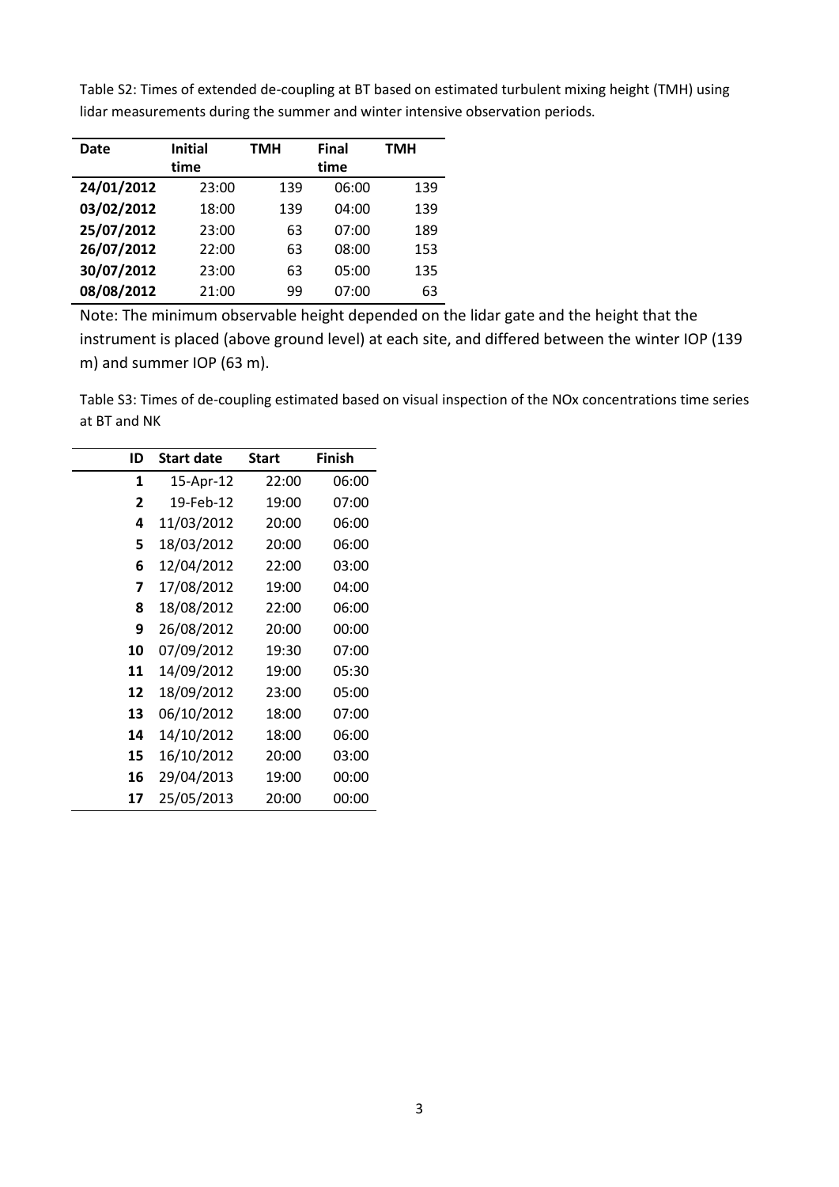Table S2: Times of extended de-coupling at BT based on estimated turbulent mixing height (TMH) using lidar measurements during the summer and winter intensive observation periods.

| Date | Initial time | TMH | Final time | TMH |
|---|---|---|---|---|
| **24/01/2012** | 23:00 | 139 | 06:00 | 139 |
| **03/02/2012** | 18:00 | 139 | 04:00 | 139 |
| **25/07/2012** | 23:00 | 63 | 07:00 | 189 |
| **26/07/2012** | 22:00 | 63 | 08:00 | 153 |
| **30/07/2012** | 23:00 | 63 | 05:00 | 135 |
| **08/08/2012** | 21:00 | 99 | 07:00 | 63 |

Note: The minimum observable height depended on the lidar gate and the height that the instrument is placed (above ground level) at each site, and differed between the winter IOP (139 m) and summer IOP (63 m).

Table S3: Times of de-coupling estimated based on visual inspection of the NOx concentrations time series at BT and NK

| ID | Start date | Start | Finish |
|---|---|---|---|
| **1** | 15-Apr-12 | 22:00 | 06:00 |
| **2** | 19-Feb-12 | 19:00 | 07:00 |
| **4** | 11/03/2012 | 20:00 | 06:00 |
| **5** | 18/03/2012 | 20:00 | 06:00 |
| **6** | 12/04/2012 | 22:00 | 03:00 |
| **7** | 17/08/2012 | 19:00 | 04:00 |
| **8** | 18/08/2012 | 22:00 | 06:00 |
| **9** | 26/08/2012 | 20:00 | 00:00 |
| **10** | 07/09/2012 | 19:30 | 07:00 |
| **11** | 14/09/2012 | 19:00 | 05:30 |
| **12** | 18/09/2012 | 23:00 | 05:00 |
| **13** | 06/10/2012 | 18:00 | 07:00 |
| **14** | 14/10/2012 | 18:00 | 06:00 |
| **15** | 16/10/2012 | 20:00 | 03:00 |
| **16** | 29/04/2013 | 19:00 | 00:00 |
| **17** | 25/05/2013 | 20:00 | 00:00 |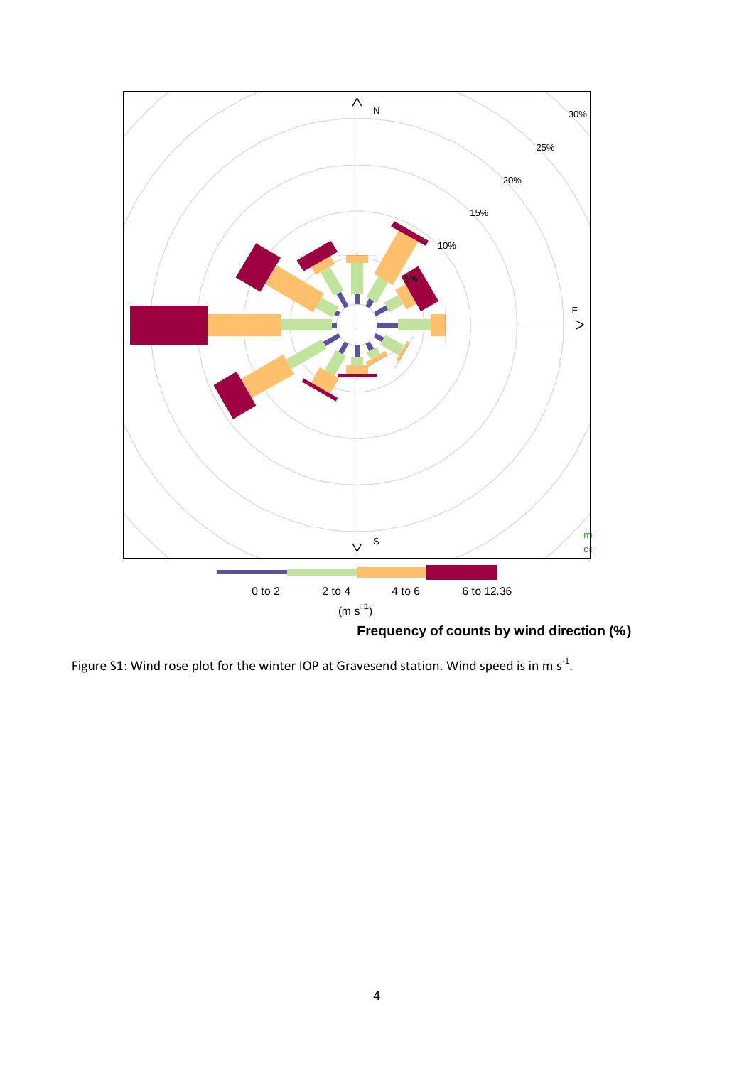Figure S1: Wind rose plot for the winter IOP at Gravesend station. Wind speed is in m $s^{-1}$.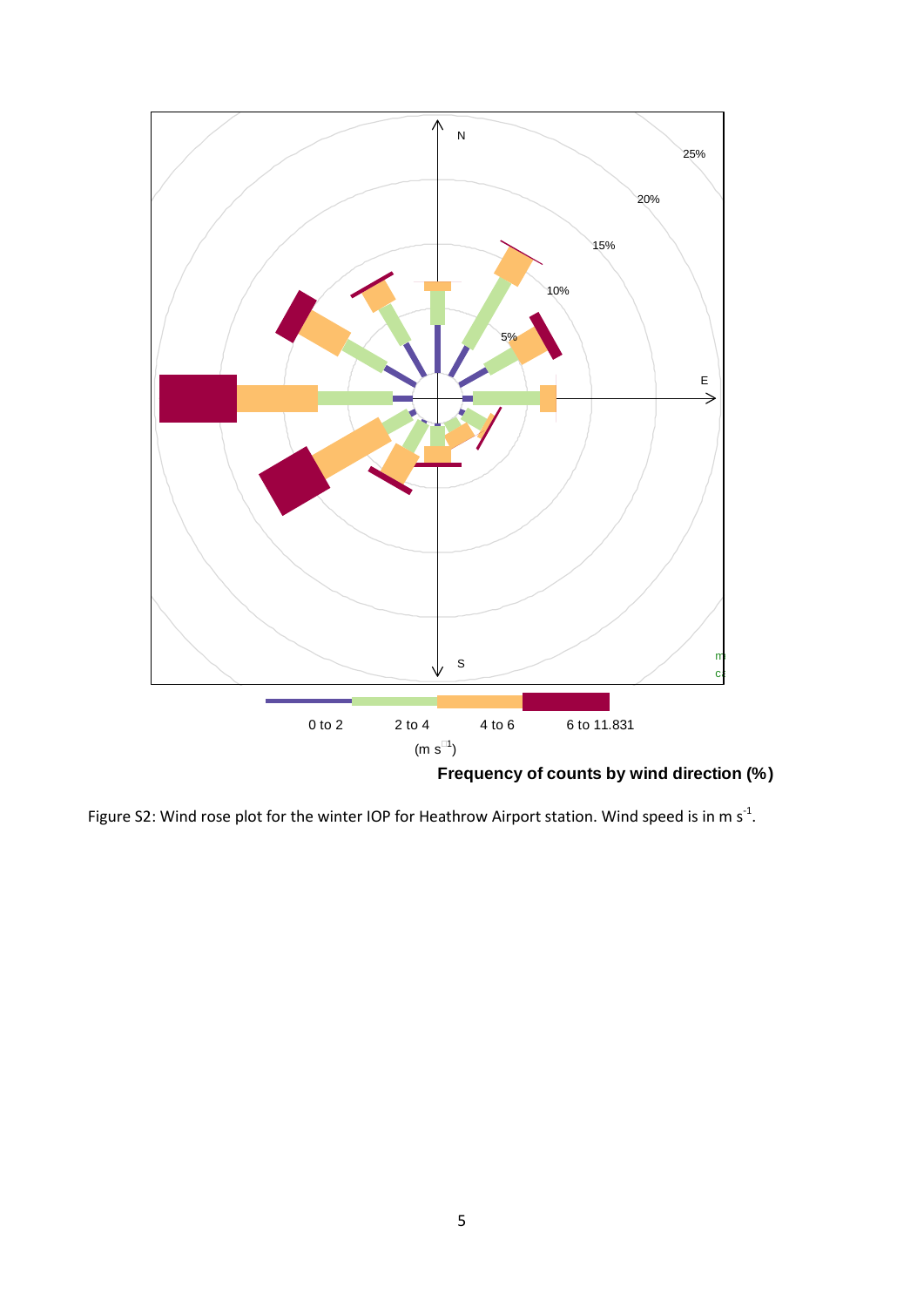Figure S2: Wind rose plot for the winter IOP for Heathrow Airport station. Wind speed is in m $s^{-1}$.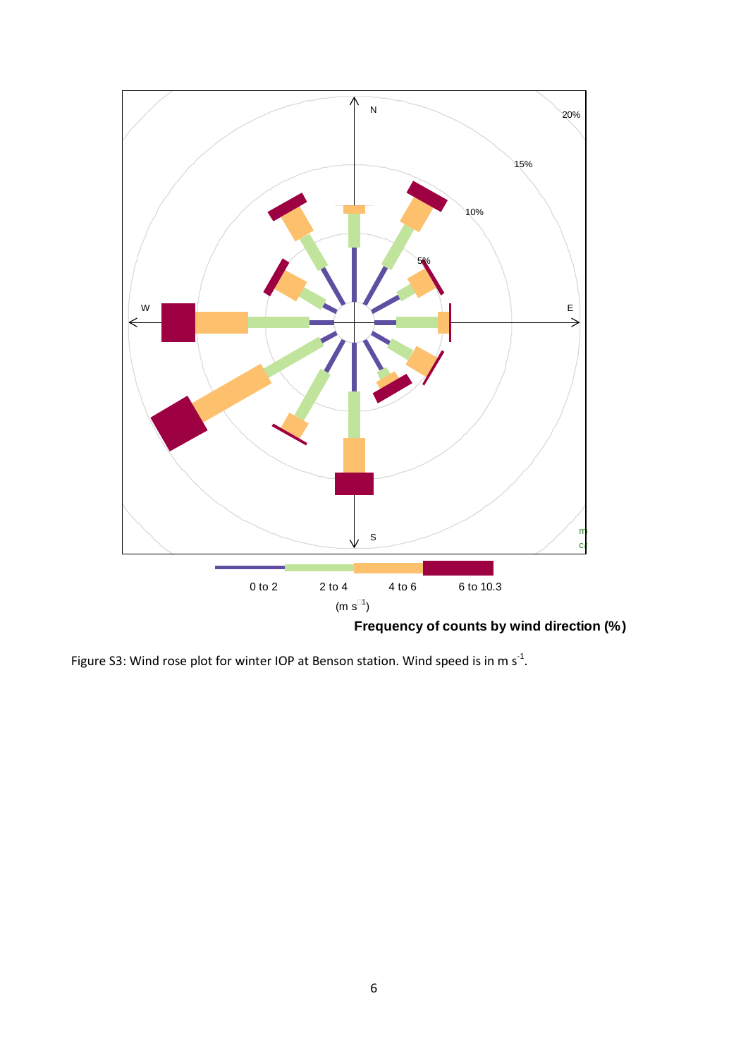Figure S3: Wind rose plot for winter IOP at Benson station. Wind speed is in m $s^{-1}$.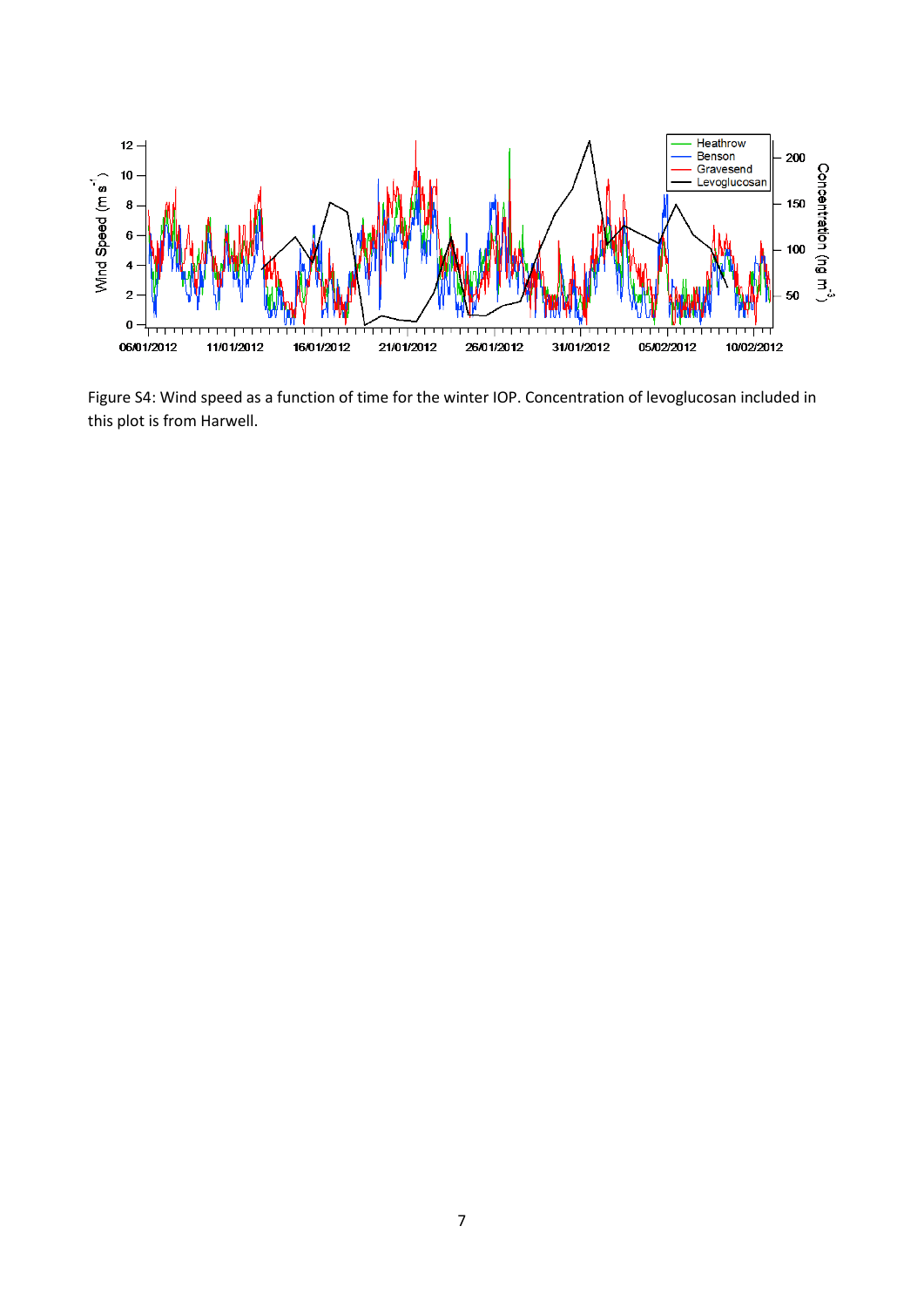Figure S4: Wind speed as a function of time for the winter IOP. Concentration of levoglucosan included in this plot is from Harwell.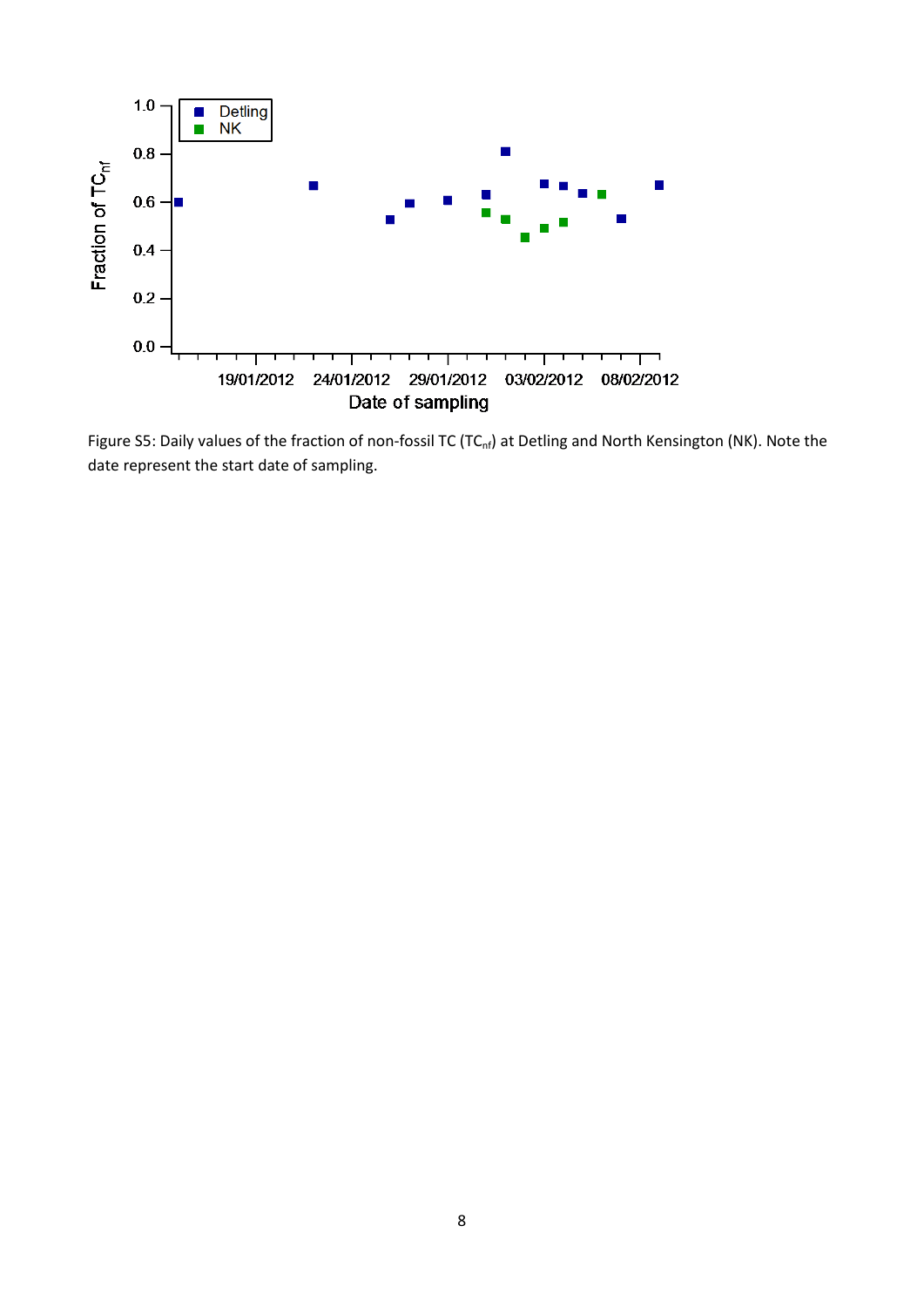Figure S5: Daily values of the fraction of non-fossil TC ($TC_{nf}$) at Detling and North Kensington (NK). Note the date represent the start date of sampling.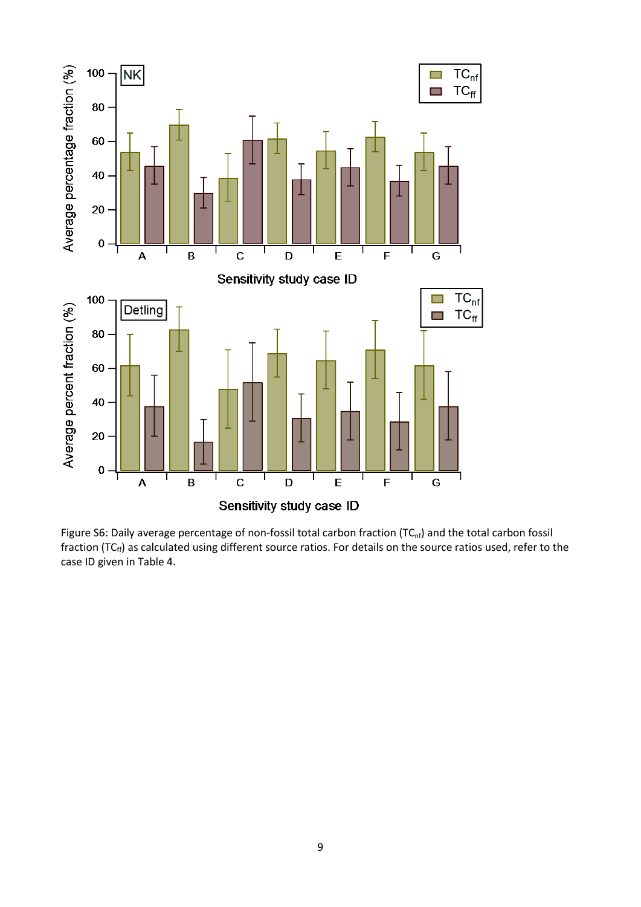Figure S6: Daily average percentage of non-fossil total carbon fraction ($TC_{nf}$) and the total carbon fossil fraction ($TC_{ff}$) as calculated using different source ratios. For details on the source ratios used, refer to the case ID given in Table 4.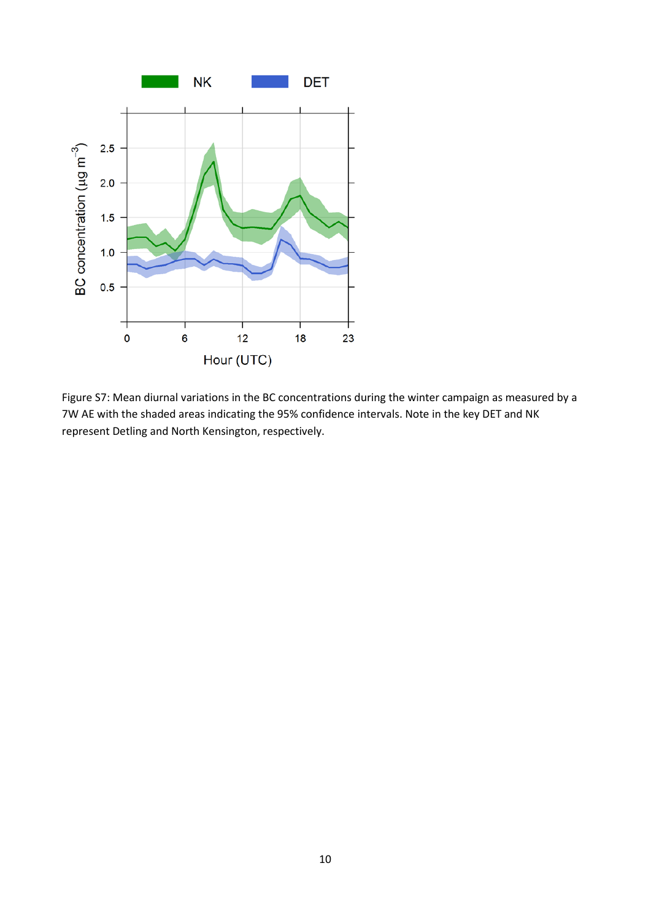Figure S7: Mean diurnal variations in the BC concentrations during the winter campaign as measured by a 7W AE with the shaded areas indicating the 95% confidence intervals. Note in the key DET and NK represent Detling and North Kensington, respectively.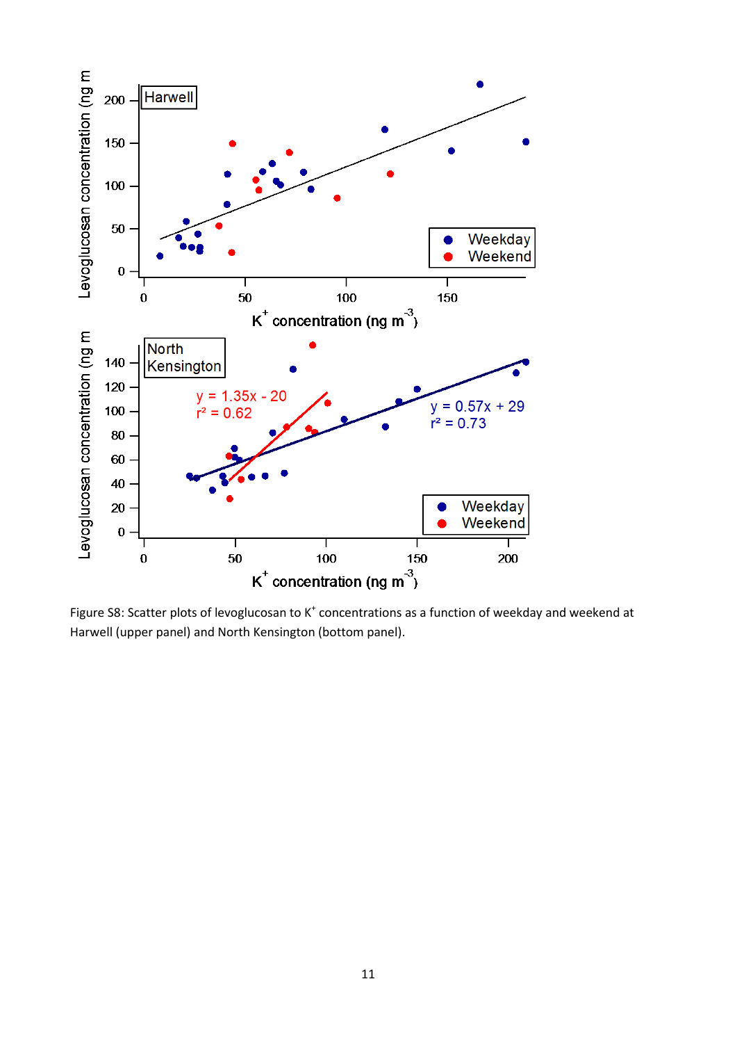Figure S8: Scatter plots of levoglucosan to $K^+$ concentrations as a function of weekday and weekend at Harwell (upper panel) and North Kensington (bottom panel).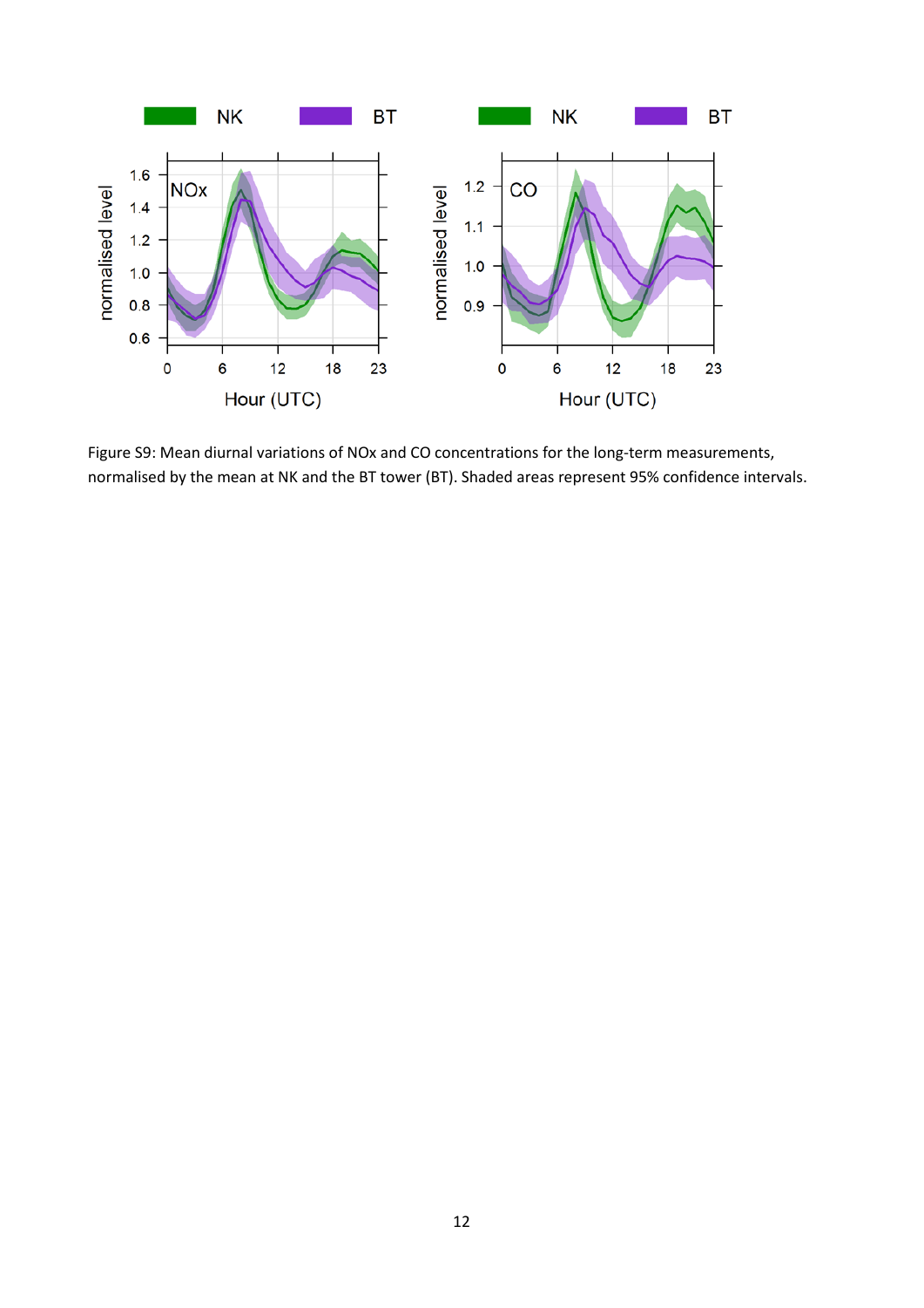Figure S9: Mean diurnal variations of NOx and CO concentrations for the long-term measurements, normalised by the mean at NK and the BT tower (BT). Shaded areas represent 95% confidence intervals.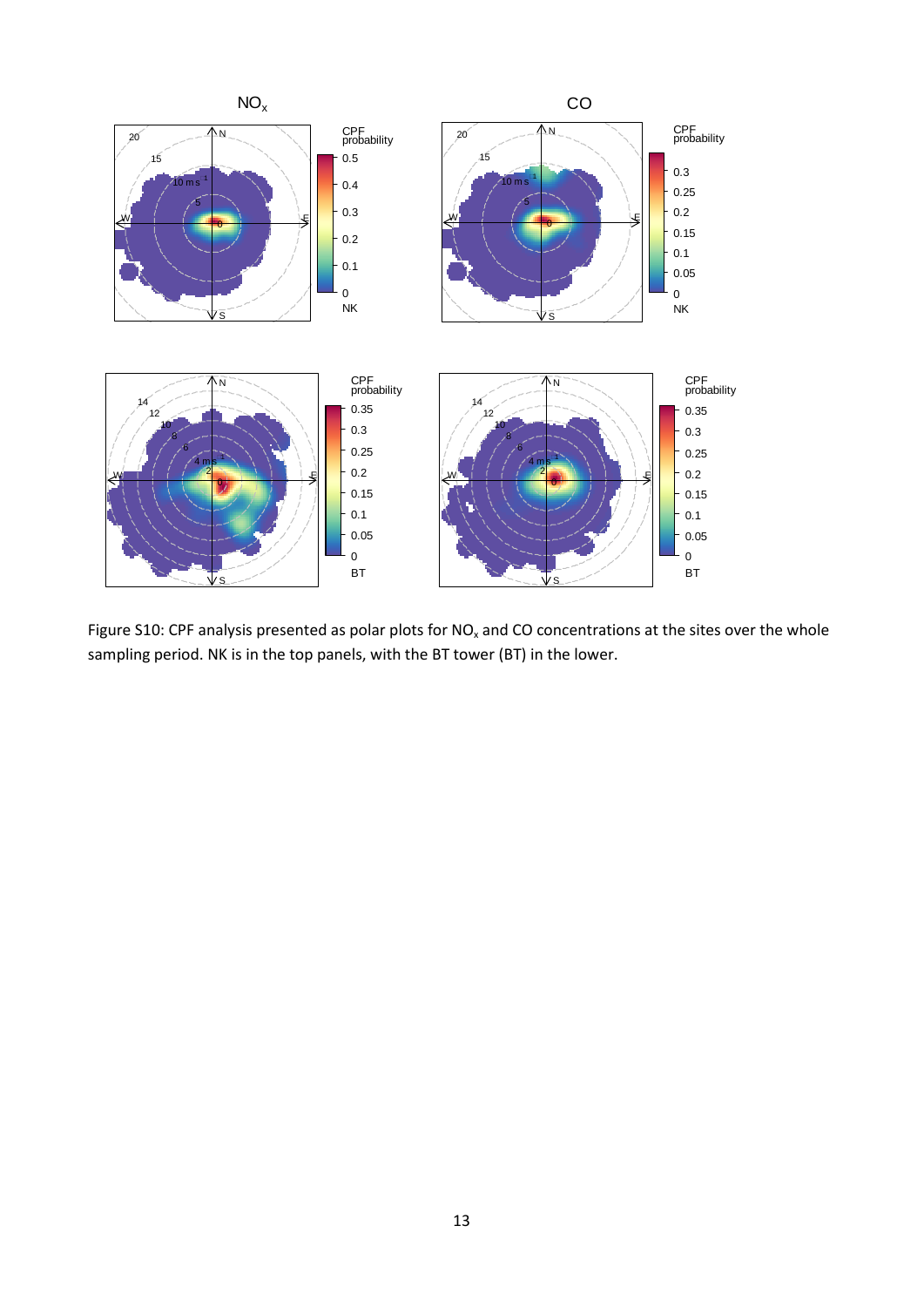Figure S10: CPF analysis presented as polar plots for $NO_x$ and CO concentrations at the sites over the whole sampling period. NK is in the top panels, with the BT tower (BT) in the lower.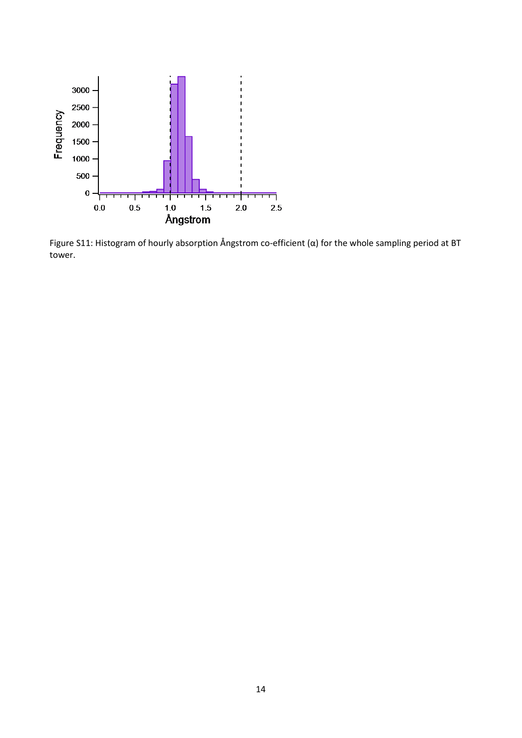Figure S11: Histogram of hourly absorption Ångstrom co-efficient (α) for the whole sampling period at BT tower.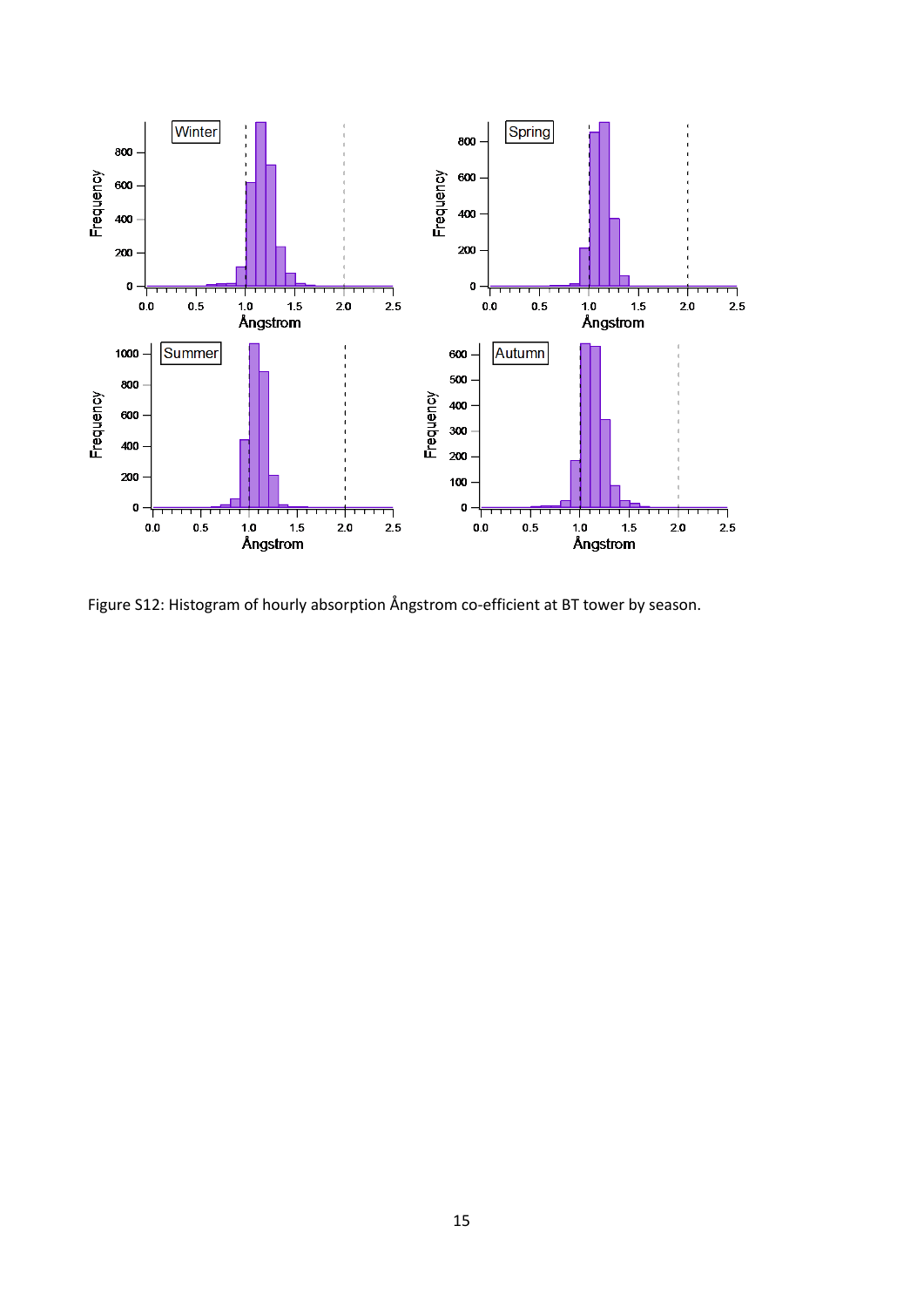Figure S12: Histogram of hourly absorption Ångstrom co-efficient at BT tower by season.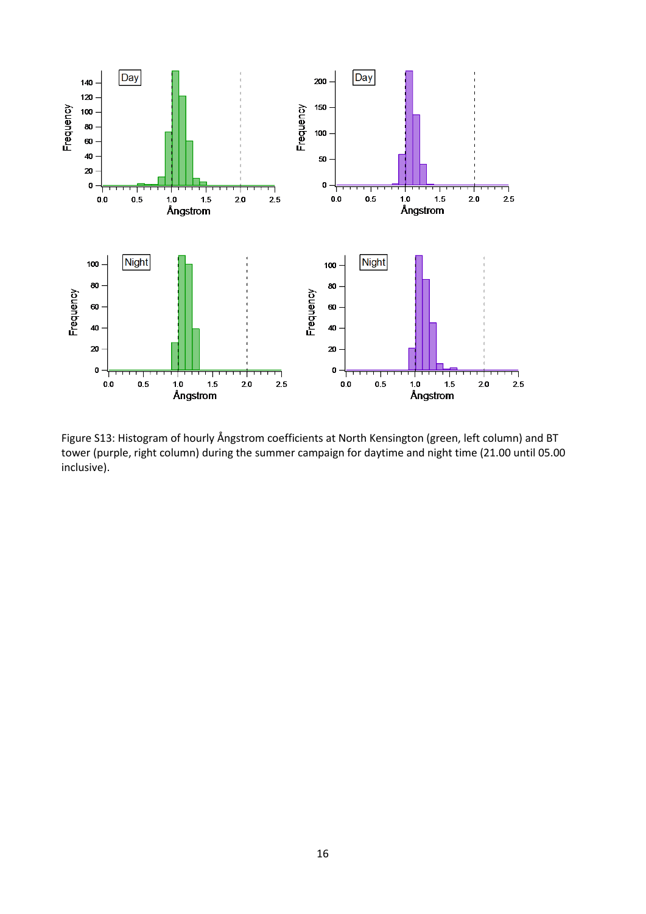Figure S13: Histogram of hourly Ångstrom coefficients at North Kensington (green, left column) and BT tower (purple, right column) during the summer campaign for daytime and night time (21.00 until 05.00 inclusive).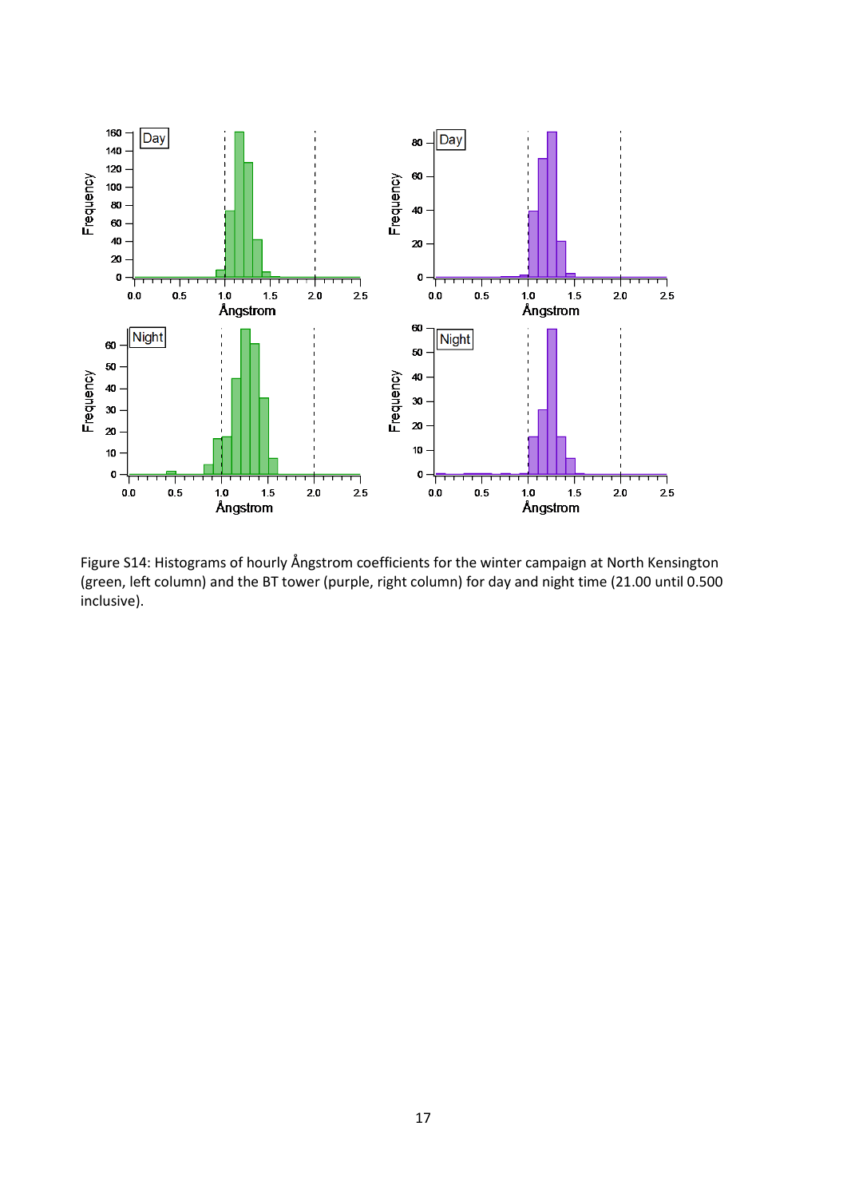Figure S14: Histograms of hourly Ångstrom coefficients for the winter campaign at North Kensington (green, left column) and the BT tower (purple, right column) for day and night time (21.00 until 0.500 inclusive).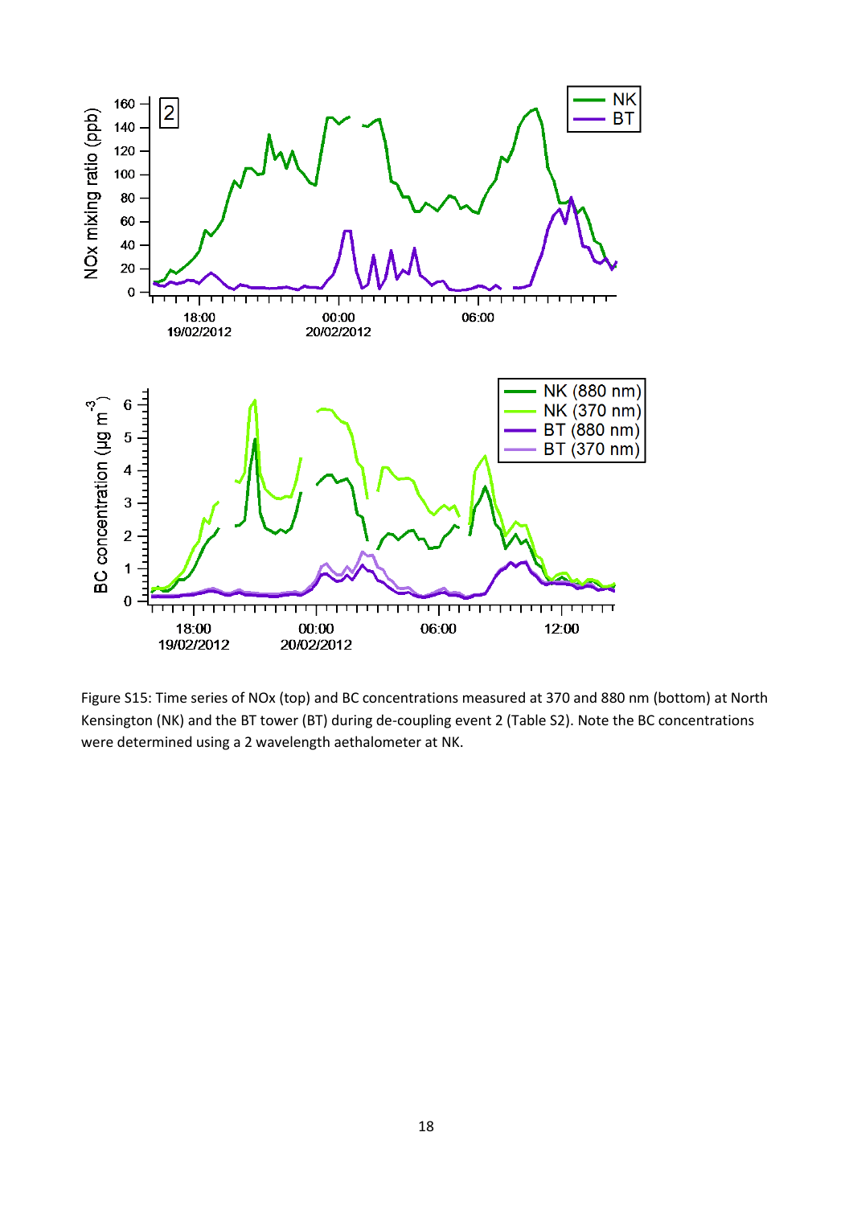Figure S15: Time series of NOx (top) and BC concentrations measured at 370 and 880 nm (bottom) at North Kensington (NK) and the BT tower (BT) during de-coupling event 2 (Table S2). Note the BC concentrations were determined using a 2 wavelength aethalometer at NK.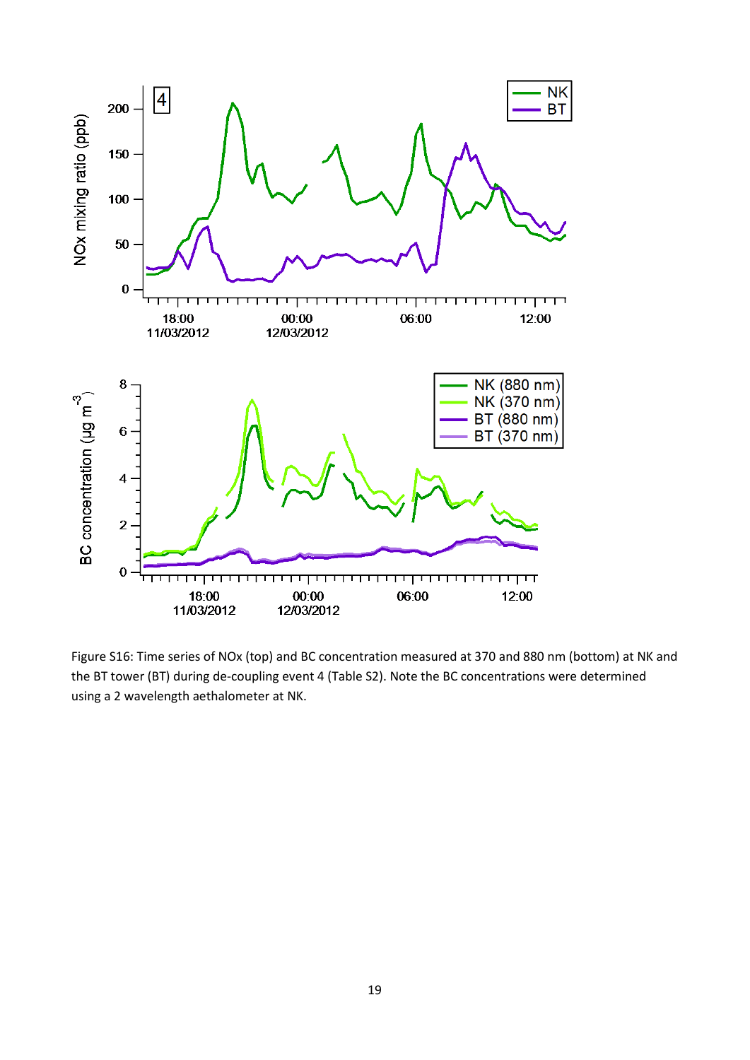Figure S16: Time series of NOx (top) and BC concentration measured at 370 and 880 nm (bottom) at NK and the BT tower (BT) during de-coupling event 4 (Table S2). Note the BC concentrations were determined using a 2 wavelength aethalometer at NK.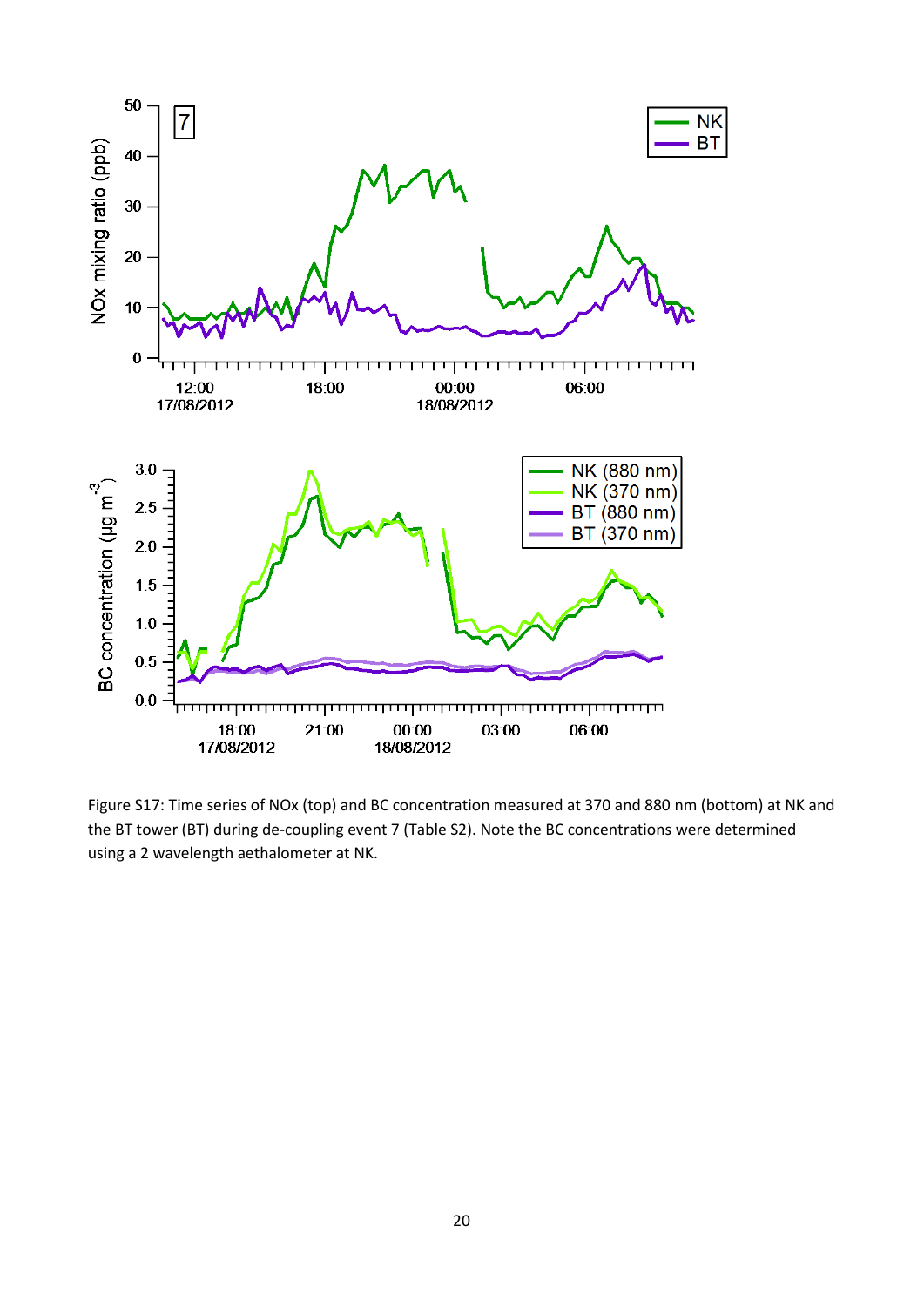Figure S17: Time series of NOx (top) and BC concentration measured at 370 and 880 nm (bottom) at NK and the BT tower (BT) during de-coupling event 7 (Table S2). Note the BC concentrations were determined using a 2 wavelength aethalometer at NK.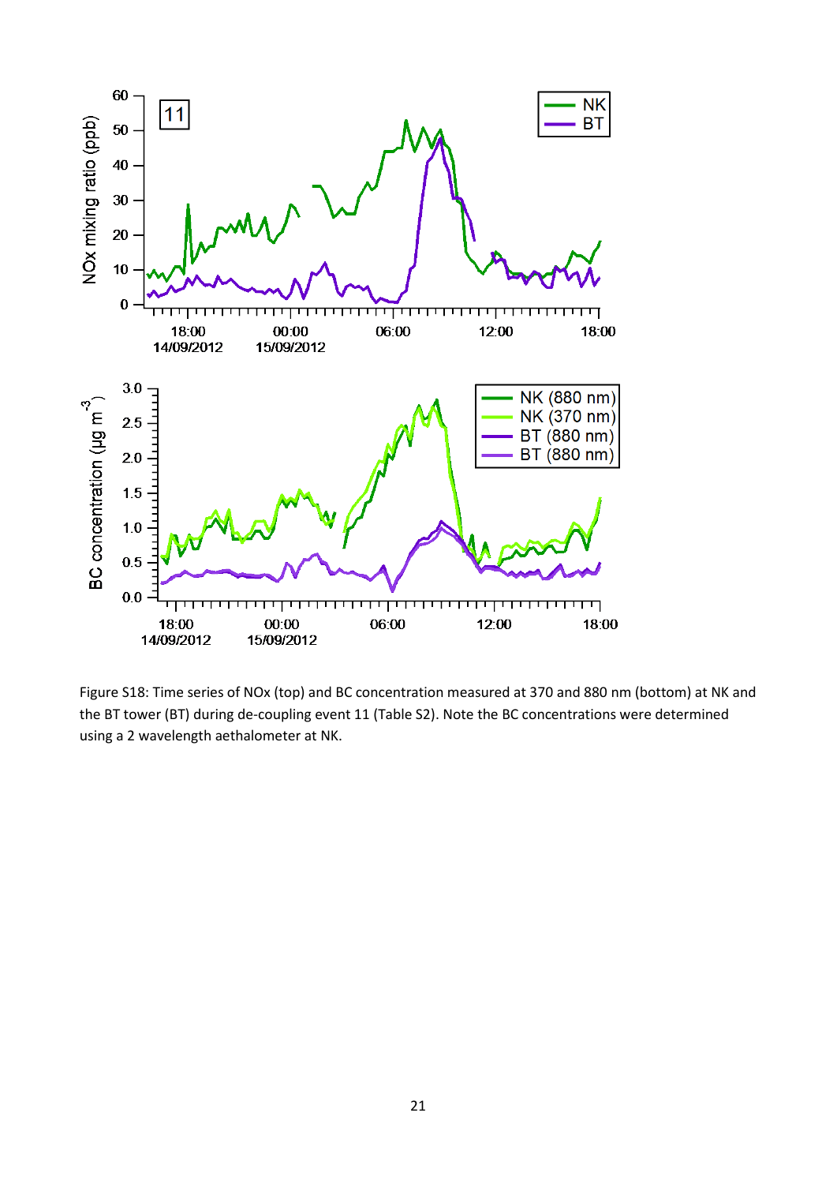Figure S18: Time series of NOx (top) and BC concentration measured at 370 and 880 nm (bottom) at NK and the BT tower (BT) during de-coupling event 11 (Table S2). Note the BC concentrations were determined using a 2 wavelength aethalometer at NK.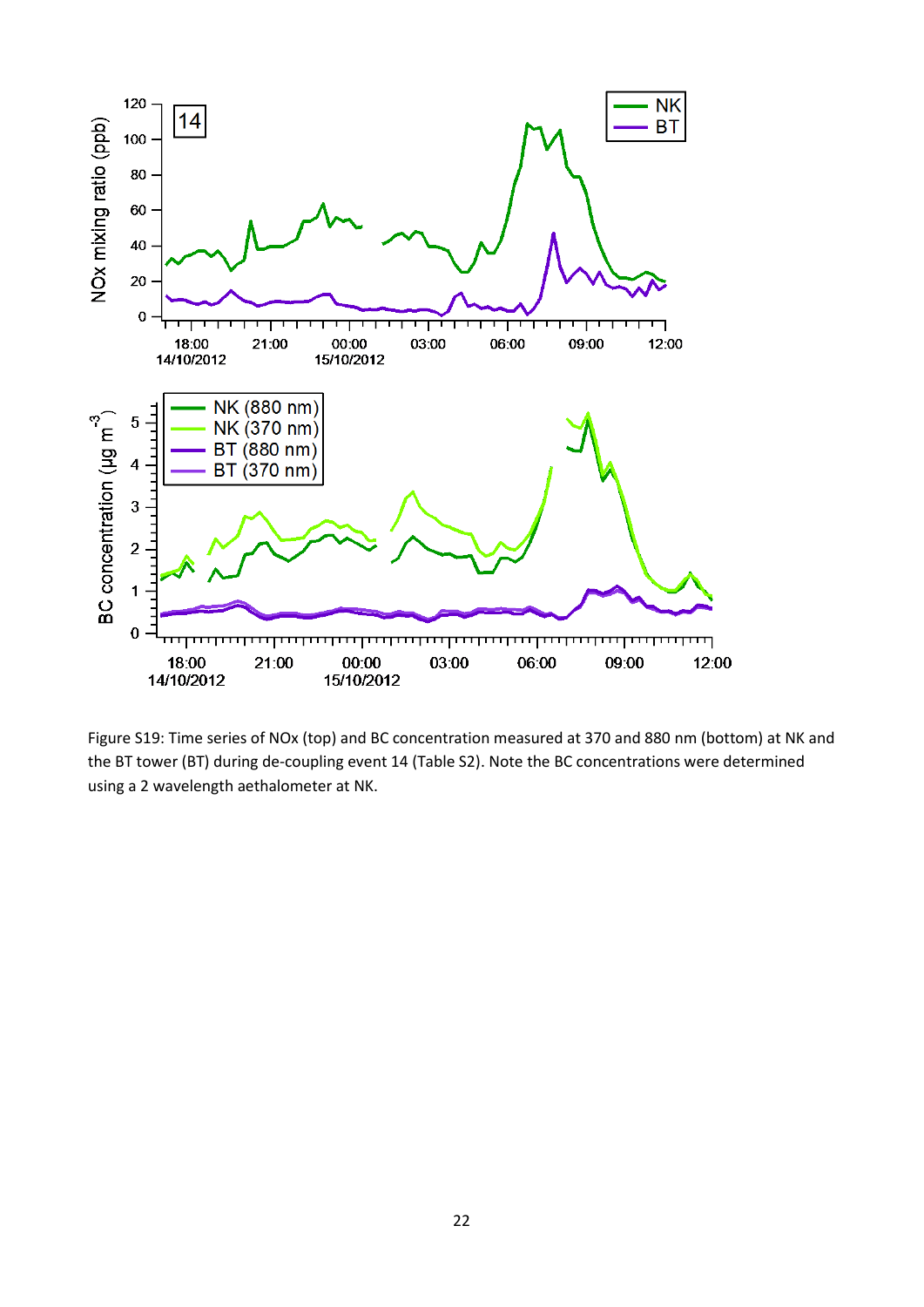14

NOx mixing ratio (ppb)

120
100
80
60
40
20
0

NK
BT

18:00
14/10/2012
21:00
00:00
15/10/2012
03:00
06:00
09:00
12:00

BC concentration (µg m$^{-3}$)

5
4
3
2
1
0

NK (880 nm)
NK (370 nm)
BT (880 nm)
BT (370 nm)

18:00
14/10/2012
21:00
00:00
15/10/2012
03:00
06:00
09:00
12:00

Figure S19: Time series of NOx (top) and BC concentration measured at 370 and 880 nm (bottom) at NK and the BT tower (BT) during de-coupling event 14 (Table S2). Note the BC concentrations were determined using a 2 wavelength aethalometer at NK.